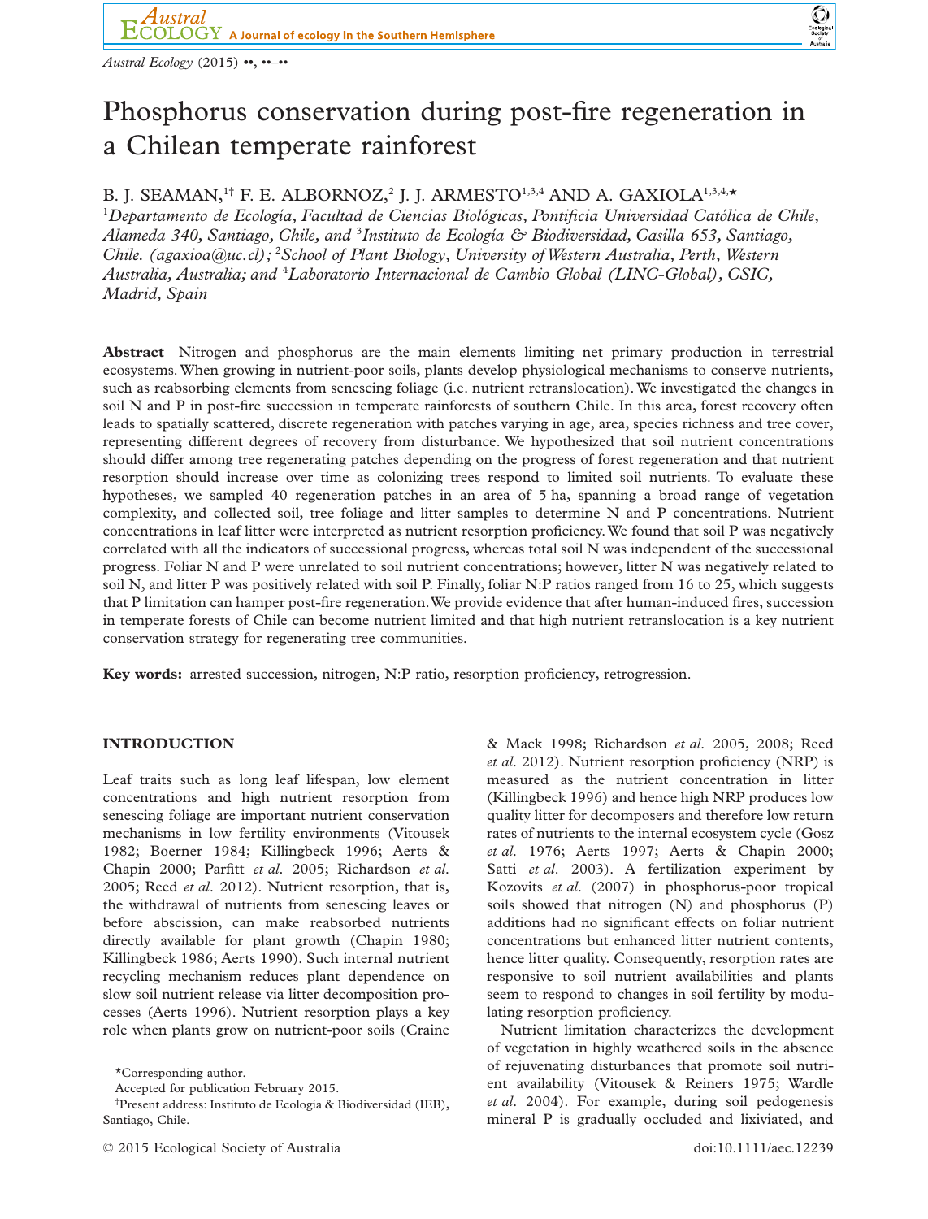# Phosphorus conservation during post-fire regeneration in a Chilean temperate rainforest

B. J. SEAMAN,[1†] F. E. ALBORNOZ,[2] J. J. ARMESTO[1,3,4] AND A. GAXIOLA[1,3,4,*]

[1]*Departamento de Ecología, Facultad de Ciencias Biológicas, Pontificia Universidad Católica de Chile, Alameda 340, Santiago, Chile, and* [3]*Instituto de Ecología & Biodiversidad, Casilla 653, Santiago, Chile. (agaxioa@uc.cl);* [2]*School of Plant Biology, University of Western Australia, Perth, Western Australia, Australia; and* [4]*Laboratorio Internacional de Cambio Global (LINC-Global), CSIC, Madrid, Spain*

**Abstract** Nitrogen and phosphorus are the main elements limiting net primary production in terrestrial ecosystems. When growing in nutrient-poor soils, plants develop physiological mechanisms to conserve nutrients, such as reabsorbing elements from senescing foliage (i.e. nutrient retranslocation). We investigated the changes in soil N and P in post-fire succession in temperate rainforests of southern Chile. In this area, forest recovery often leads to spatially scattered, discrete regeneration with patches varying in age, area, species richness and tree cover, representing different degrees of recovery from disturbance. We hypothesized that soil nutrient concentrations should differ among tree regenerating patches depending on the progress of forest regeneration and that nutrient resorption should increase over time as colonizing trees respond to limited soil nutrients. To evaluate these hypotheses, we sampled 40 regeneration patches in an area of 5 ha, spanning a broad range of vegetation complexity, and collected soil, tree foliage and litter samples to determine N and P concentrations. Nutrient concentrations in leaf litter were interpreted as nutrient resorption proficiency. We found that soil P was negatively correlated with all the indicators of successional progress, whereas total soil N was independent of the successional progress. Foliar N and P were unrelated to soil nutrient concentrations; however, litter N was negatively related to soil N, and litter P was positively related with soil P. Finally, foliar N:P ratios ranged from 16 to 25, which suggests that P limitation can hamper post-fire regeneration. We provide evidence that after human-induced fires, succession in temperate forests of Chile can become nutrient limited and that high nutrient retranslocation is a key nutrient conservation strategy for regenerating tree communities.

**Key words:** arrested succession, nitrogen, N:P ratio, resorption proficiency, retrogression.

## INTRODUCTION

Leaf traits such as long leaf lifespan, low element concentrations and high nutrient resorption from senescing foliage are important nutrient conservation mechanisms in low fertility environments (Vitousek 1982; Boerner 1984; Killingbeck 1996; Aerts & Chapin 2000; Parfitt *et al*. 2005; Richardson *et al*. 2005; Reed *et al*. 2012). Nutrient resorption, that is, the withdrawal of nutrients from senescing leaves or before abscission, can make reabsorbed nutrients directly available for plant growth (Chapin 1980; Killingbeck 1986; Aerts 1990). Such internal nutrient recycling mechanism reduces plant dependence on slow soil nutrient release via litter decomposition processes (Aerts 1996). Nutrient resorption plays a key role when plants grow on nutrient-poor soils (Craine & Mack 1998; Richardson *et al*. 2005, 2008; Reed *et al*. 2012). Nutrient resorption proficiency (NRP) is measured as the nutrient concentration in litter (Killingbeck 1996) and hence high NRP produces low quality litter for decomposers and therefore low return rates of nutrients to the internal ecosystem cycle (Gosz *et al*. 1976; Aerts 1997; Aerts & Chapin 2000; Satti *et al*. 2003). A fertilization experiment by Kozovits *et al*. (2007) in phosphorus-poor tropical soils showed that nitrogen (N) and phosphorus (P) additions had no significant effects on foliar nutrient concentrations but enhanced litter nutrient contents, hence litter quality. Consequently, resorption rates are responsive to soil nutrient availabilities and plants seem to respond to changes in soil fertility by modulating resorption proficiency.

Nutrient limitation characterizes the development of vegetation in highly weathered soils in the absence of rejuvenating disturbances that promote soil nutrient availability (Vitousek & Reiners 1975; Wardle *et al*. 2004). For example, during soil pedogenesis mineral P is gradually occluded and lixiviated, and

*Corresponding author.

Accepted for publication February 2015.

†Present address: Instituto de Ecología & Biodiversidad (IEB), Santiago, Chile.

© 2015 Ecological Society of Australia

doi:10.1111/aec.12239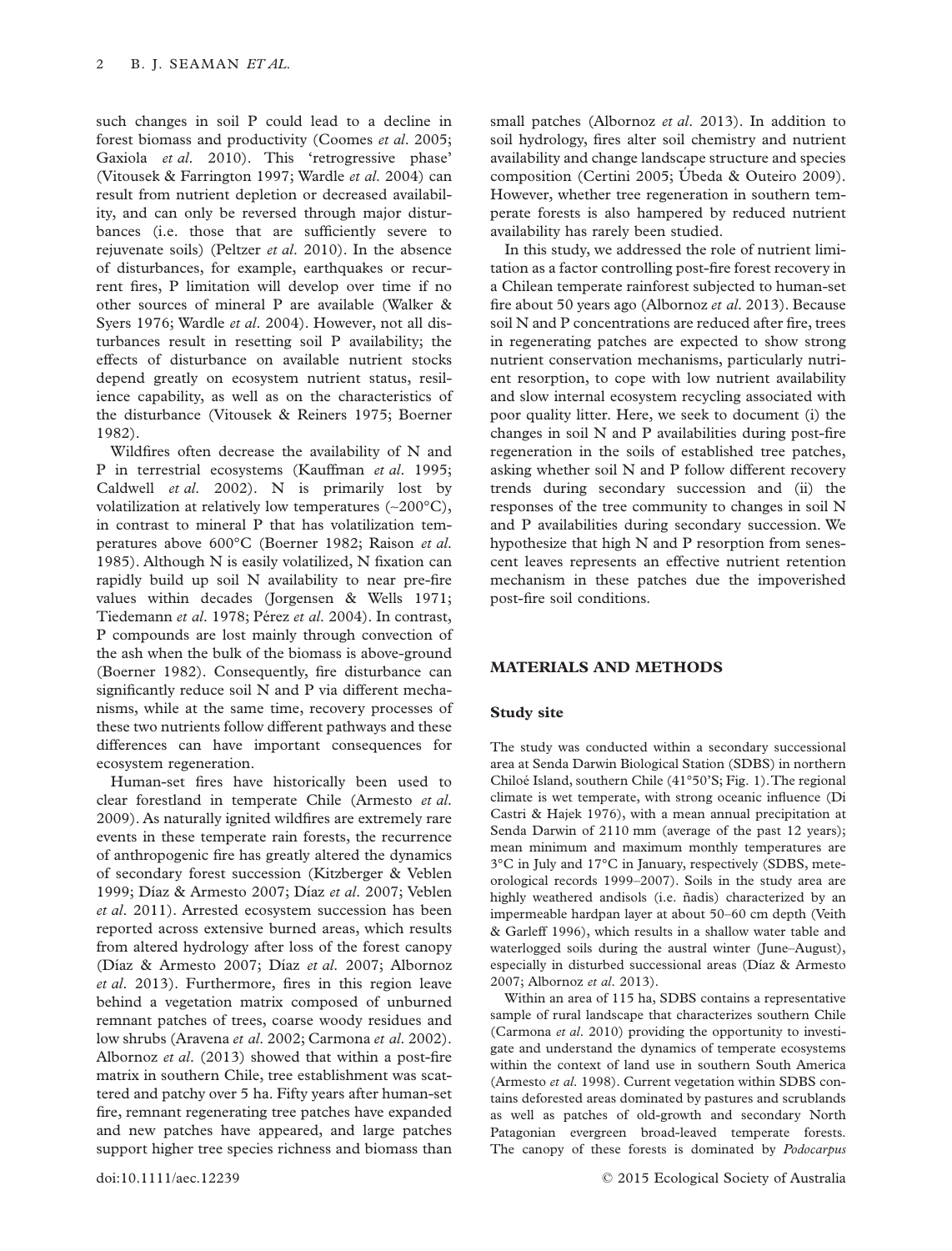such changes in soil P could lead to a decline in forest biomass and productivity (Coomes *et al.* 2005; Gaxiola *et al.* 2010). This 'retrogressive phase' (Vitousek & Farrington 1997; Wardle *et al.* 2004) can result from nutrient depletion or decreased availability, and can only be reversed through major disturbances (i.e. those that are sufficiently severe to rejuvenate soils) (Peltzer *et al.* 2010). In the absence of disturbances, for example, earthquakes or recurrent fires, P limitation will develop over time if no other sources of mineral P are available (Walker & Syers 1976; Wardle *et al.* 2004). However, not all disturbances result in resetting soil P availability; the effects of disturbance on available nutrient stocks depend greatly on ecosystem nutrient status, resilience capability, as well as on the characteristics of the disturbance (Vitousek & Reiners 1975; Boerner 1982).

Wildfires often decrease the availability of N and P in terrestrial ecosystems (Kauffman *et al.* 1995; Caldwell *et al.* 2002). N is primarily lost by volatilization at relatively low temperatures (~200°C), in contrast to mineral P that has volatilization temperatures above 600°C (Boerner 1982; Raison *et al.* 1985). Although N is easily volatilized, N fixation can rapidly build up soil N availability to near pre-fire values within decades (Jorgensen & Wells 1971; Tiedemann *et al.* 1978; Pérez *et al.* 2004). In contrast, P compounds are lost mainly through convection of the ash when the bulk of the biomass is above-ground (Boerner 1982). Consequently, fire disturbance can significantly reduce soil N and P via different mechanisms, while at the same time, recovery processes of these two nutrients follow different pathways and these differences can have important consequences for ecosystem regeneration.

Human-set fires have historically been used to clear forestland in temperate Chile (Armesto *et al.* 2009). As naturally ignited wildfires are extremely rare events in these temperate rain forests, the recurrence of anthropogenic fire has greatly altered the dynamics of secondary forest succession (Kitzberger & Veblen 1999; Díaz & Armesto 2007; Díaz *et al.* 2007; Veblen *et al.* 2011). Arrested ecosystem succession has been reported across extensive burned areas, which results from altered hydrology after loss of the forest canopy (Díaz & Armesto 2007; Díaz *et al.* 2007; Albornoz *et al.* 2013). Furthermore, fires in this region leave behind a vegetation matrix composed of unburned remnant patches of trees, coarse woody residues and low shrubs (Aravena *et al.* 2002; Carmona *et al.* 2002). Albornoz *et al.* (2013) showed that within a post-fire matrix in southern Chile, tree establishment was scattered and patchy over 5 ha. Fifty years after human-set fire, remnant regenerating tree patches have expanded and new patches have appeared, and large patches support higher tree species richness and biomass than small patches (Albornoz *et al.* 2013). In addition to soil hydrology, fires alter soil chemistry and nutrient availability and change landscape structure and species composition (Certini 2005; Úbeda & Outeiro 2009). However, whether tree regeneration in southern temperate forests is also hampered by reduced nutrient availability has rarely been studied.

In this study, we addressed the role of nutrient limitation as a factor controlling post-fire forest recovery in a Chilean temperate rainforest subjected to human-set fire about 50 years ago (Albornoz *et al.* 2013). Because soil N and P concentrations are reduced after fire, trees in regenerating patches are expected to show strong nutrient conservation mechanisms, particularly nutrient resorption, to cope with low nutrient availability and slow internal ecosystem recycling associated with poor quality litter. Here, we seek to document (i) the changes in soil N and P availabilities during post-fire regeneration in the soils of established tree patches, asking whether soil N and P follow different recovery trends during secondary succession and (ii) the responses of the tree community to changes in soil N and P availabilities during secondary succession. We hypothesize that high N and P resorption from senescent leaves represents an effective nutrient retention mechanism in these patches due the impoverished post-fire soil conditions.

## MATERIALS AND METHODS

### Study site

The study was conducted within a secondary successional area at Senda Darwin Biological Station (SDBS) in northern Chiloé Island, southern Chile (41°50′S; Fig. 1). The regional climate is wet temperate, with strong oceanic influence (Di Castri & Hajek 1976), with a mean annual precipitation at Senda Darwin of 2110 mm (average of the past 12 years); mean minimum and maximum monthly temperatures are 3°C in July and 17°C in January, respectively (SDBS, meteorological records 1999–2007). Soils in the study area are highly weathered andisols (i.e. ñadis) characterized by an impermeable hardpan layer at about 50–60 cm depth (Veith & Garleff 1996), which results in a shallow water table and waterlogged soils during the austral winter (June–August), especially in disturbed successional areas (Díaz & Armesto 2007; Albornoz *et al.* 2013).

Within an area of 115 ha, SDBS contains a representative sample of rural landscape that characterizes southern Chile (Carmona *et al.* 2010) providing the opportunity to investigate and understand the dynamics of temperate ecosystems within the context of land use in southern South America (Armesto *et al.* 1998). Current vegetation within SDBS contains deforested areas dominated by pastures and scrublands as well as patches of old-growth and secondary North Patagonian evergreen broad-leaved temperate forests. The canopy of these forests is dominated by *Podocarpus*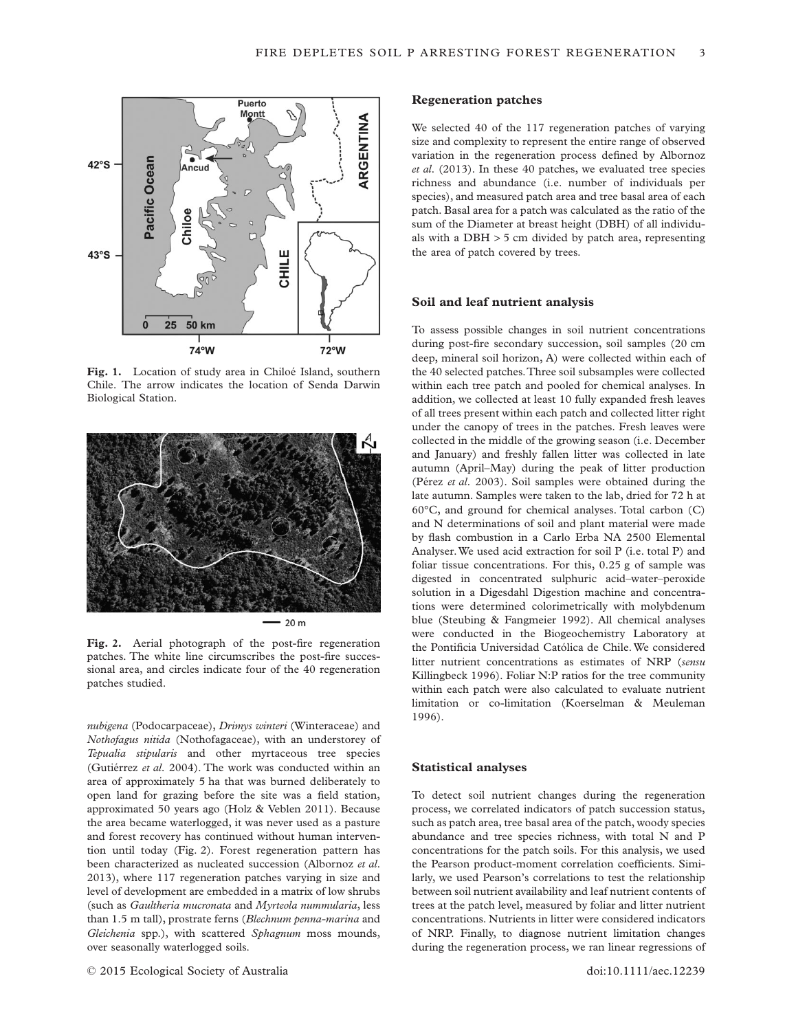Fig. 1. Location of study area in Chiloé Island, southern Chile. The arrow indicates the location of Senda Darwin Biological Station.

Fig. 2. Aerial photograph of the post-fire regeneration patches. The white line circumscribes the post-fire successional area, and circles indicate four of the 40 regeneration patches studied.

*nubigena* (Podocarpaceae), *Drimys winteri* (Winteraceae) and *Nothofagus nitida* (Nothofagaceae), with an understorey of *Tepualia stipularis* and other myrtaceous tree species (Gutiérrez *et al*. 2004). The work was conducted within an area of approximately 5 ha that was burned deliberately to open land for grazing before the site was a field station, approximated 50 years ago (Holz & Veblen 2011). Because the area became waterlogged, it was never used as a pasture and forest recovery has continued without human intervention until today (Fig. 2). Forest regeneration pattern has been characterized as nucleated succession (Albornoz *et al*. 2013), where 117 regeneration patches varying in size and level of development are embedded in a matrix of low shrubs (such as *Gaultheria mucronata* and *Myrteola nummularia*, less than 1.5 m tall), prostrate ferns (*Blechnum penna-marina* and *Gleichenia* spp.), with scattered *Sphagnum* moss mounds, over seasonally waterlogged soils.

### Regeneration patches

We selected 40 of the 117 regeneration patches of varying size and complexity to represent the entire range of observed variation in the regeneration process defined by Albornoz *et al*. (2013). In these 40 patches, we evaluated tree species richness and abundance (i.e. number of individuals per species), and measured patch area and tree basal area of each patch. Basal area for a patch was calculated as the ratio of the sum of the Diameter at breast height (DBH) of all individuals with a DBH > 5 cm divided by patch area, representing the area of patch covered by trees.

### Soil and leaf nutrient analysis

To assess possible changes in soil nutrient concentrations during post-fire secondary succession, soil samples (20 cm deep, mineral soil horizon, A) were collected within each of the 40 selected patches. Three soil subsamples were collected within each tree patch and pooled for chemical analyses. In addition, we collected at least 10 fully expanded fresh leaves of all trees present within each patch and collected litter right under the canopy of trees in the patches. Fresh leaves were collected in the middle of the growing season (i.e. December and January) and freshly fallen litter was collected in late autumn (April–May) during the peak of litter production (Pérez *et al*. 2003). Soil samples were obtained during the late autumn. Samples were taken to the lab, dried for 72 h at 60°C, and ground for chemical analyses. Total carbon (C) and N determinations of soil and plant material were made by flash combustion in a Carlo Erba NA 2500 Elemental Analyser. We used acid extraction for soil P (i.e. total P) and foliar tissue concentrations. For this, 0.25 g of sample was digested in concentrated sulphuric acid–water–peroxide solution in a Digesdahl Digestion machine and concentrations were determined colorimetrically with molybdenum blue (Steubing & Fangmeier 1992). All chemical analyses were conducted in the Biogeochemistry Laboratory at the Pontificia Universidad Católica de Chile. We considered litter nutrient concentrations as estimates of NRP (*sensu* Killingbeck 1996). Foliar N:P ratios for the tree community within each patch were also calculated to evaluate nutrient limitation or co-limitation (Koerselman & Meuleman 1996).

### Statistical analyses

To detect soil nutrient changes during the regeneration process, we correlated indicators of patch succession status, such as patch area, tree basal area of the patch, woody species abundance and tree species richness, with total N and P concentrations for the patch soils. For this analysis, we used the Pearson product-moment correlation coefficients. Similarly, we used Pearson's correlations to test the relationship between soil nutrient availability and leaf nutrient contents of trees at the patch level, measured by foliar and litter nutrient concentrations. Nutrients in litter were considered indicators of NRP. Finally, to diagnose nutrient limitation changes during the regeneration process, we ran linear regressions of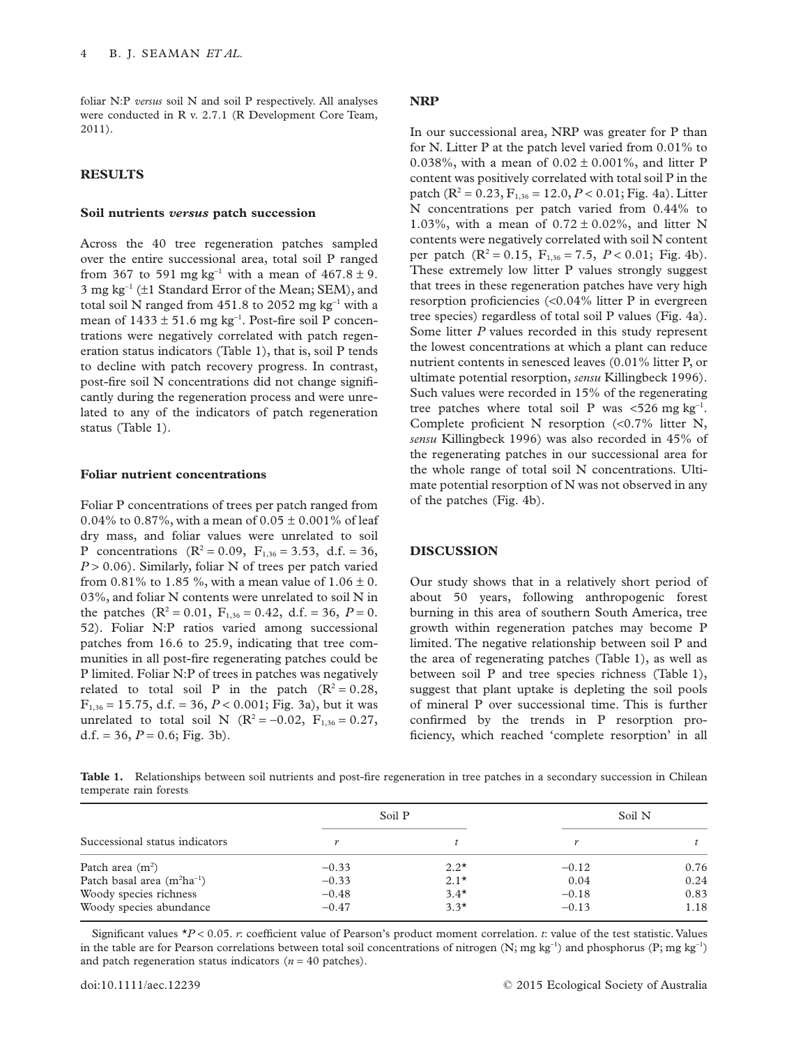foliar N:P *versus* soil N and soil P respectively. All analyses were conducted in R v. 2.7.1 (R Development Core Team, 2011).

## RESULTS

### Soil nutrients *versus* patch succession

Across the 40 tree regeneration patches sampled over the entire successional area, total soil P ranged from 367 to 591 mg kg$^{-1}$ with a mean of 467.8 ± 9. 3 mg kg$^{-1}$ (±1 Standard Error of the Mean; SEM), and total soil N ranged from 451.8 to 2052 mg kg$^{-1}$ with a mean of 1433 ± 51.6 mg kg$^{-1}$. Post-fire soil P concentrations were negatively correlated with patch regeneration status indicators (Table 1), that is, soil P tends to decline with patch recovery progress. In contrast, post-fire soil N concentrations did not change significantly during the regeneration process and were unrelated to any of the indicators of patch regeneration status (Table 1).

### Foliar nutrient concentrations

Foliar P concentrations of trees per patch ranged from 0.04% to 0.87%, with a mean of 0.05 ± 0.001% of leaf dry mass, and foliar values were unrelated to soil P concentrations ($R^2 = 0.09$, $F_{1,36} = 3.53$, d.f. = 36, $P > 0.06$). Similarly, foliar N of trees per patch varied from 0.81% to 1.85 %, with a mean value of 1.06 ± 0. 03%, and foliar N contents were unrelated to soil N in the patches ($R^2 = 0.01$, $F_{1,36} = 0.42$, d.f. = 36, $P = 0.52$). Foliar N:P ratios varied among successional patches from 16.6 to 25.9, indicating that tree communities in all post-fire regenerating patches could be P limited. Foliar N:P of trees in patches was negatively related to total soil P in the patch ($R^2 = 0.28$, $F_{1,36} = 15.75$, d.f. = 36, $P < 0.001$; Fig. 3a), but it was unrelated to total soil N ($R^2 = -0.02$, $F_{1,36} = 0.27$, d.f. = 36, $P = 0.6$; Fig. 3b).

### NRP

In our successional area, NRP was greater for P than for N. Litter P at the patch level varied from 0.01% to 0.038%, with a mean of 0.02 ± 0.001%, and litter P content was positively correlated with total soil P in the patch ($R^2 = 0.23$, $F_{1,36} = 12.0$, $P < 0.01$; Fig. 4a). Litter N concentrations per patch varied from 0.44% to 1.03%, with a mean of 0.72 ± 0.02%, and litter N contents were negatively correlated with soil N content per patch ($R^2 = 0.15$, $F_{1,36} = 7.5$, $P < 0.01$; Fig. 4b). These extremely low litter P values strongly suggest that trees in these regeneration patches have very high resorption proficiencies (<0.04% litter P in evergreen tree species) regardless of total soil P values (Fig. 4a). Some litter *P* values recorded in this study represent the lowest concentrations at which a plant can reduce nutrient contents in senesced leaves (0.01% litter P, or ultimate potential resorption, *sensu* Killingbeck 1996). Such values were recorded in 15% of the regenerating tree patches where total soil P was <526 mg kg$^{-1}$. Complete proficient N resorption (<0.7% litter N, *sensu* Killingbeck 1996) was also recorded in 45% of the regenerating patches in our successional area for the whole range of total soil N concentrations. Ultimate potential resorption of N was not observed in any of the patches (Fig. 4b).

## DISCUSSION

Our study shows that in a relatively short period of about 50 years, following anthropogenic forest burning in this area of southern South America, tree growth within regeneration patches may become P limited. The negative relationship between soil P and the area of regenerating patches (Table 1), as well as between soil P and tree species richness (Table 1), suggest that plant uptake is depleting the soil pools of mineral P over successional time. This is further confirmed by the trends in P resorption proficiency, which reached 'complete resorption' in all

**Table 1.** Relationships between soil nutrients and post-fire regeneration in tree patches in a secondary succession in Chilean temperate rain forests

| Successional status indicators | Soil P | | Soil N | |
|---|---|---|---|---|
| | *r* | *t* | *r* | *t* |
| Patch area (m$^2$) | −0.33 | 2.2* | −0.12 | 0.76 |
| Patch basal area (m$^2$ha$^{-1}$) | −0.33 | 2.1* | 0.04 | 0.24 |
| Woody species richness | −0.48 | 3.4* | −0.18 | 0.83 |
| Woody species abundance | −0.47 | 3.3* | −0.13 | 1.18 |

Significant values *$P < 0.05$. *r*: coefficient value of Pearson's product moment correlation. *t*: value of the test statistic. Values in the table are for Pearson correlations between total soil concentrations of nitrogen (N; mg kg$^{-1}$) and phosphorus (P; mg kg$^{-1}$) and patch regeneration status indicators ($n = 40$ patches).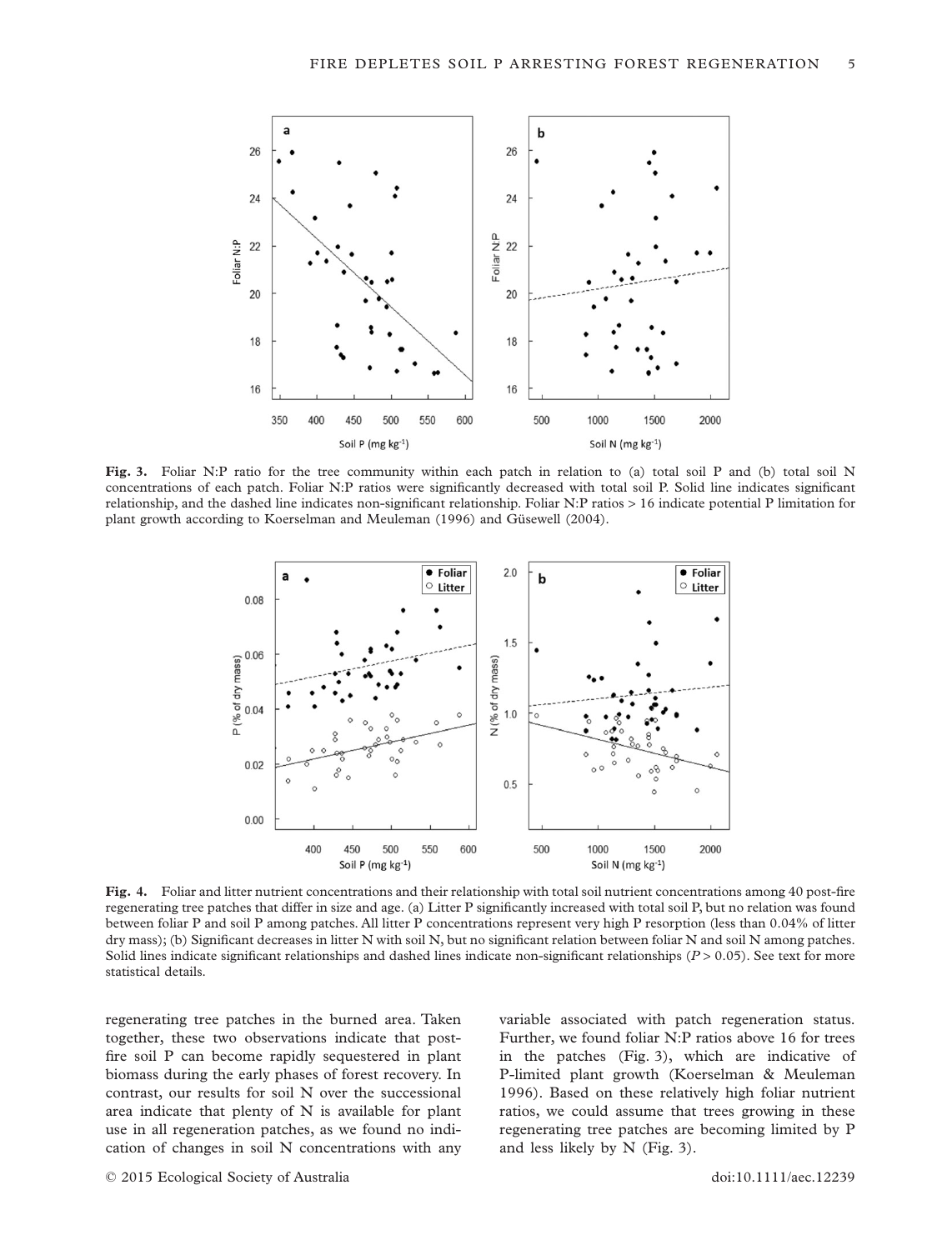**Fig. 3.** Foliar N:P ratio for the tree community within each patch in relation to (a) total soil P and (b) total soil N concentrations of each patch. Foliar N:P ratios were significantly decreased with total soil P. Solid line indicates significant relationship, and the dashed line indicates non-significant relationship. Foliar N:P ratios > 16 indicate potential P limitation for plant growth according to Koerselman and Meuleman (1996) and Güsewell (2004).

**Fig. 4.** Foliar and litter nutrient concentrations and their relationship with total soil nutrient concentrations among 40 post-fire regenerating tree patches that differ in size and age. (a) Litter P significantly increased with total soil P, but no relation was found between foliar P and soil P among patches. All litter P concentrations represent very high P resorption (less than 0.04% of litter dry mass); (b) Significant decreases in litter N with soil N, but no significant relation between foliar N and soil N among patches. Solid lines indicate significant relationships and dashed lines indicate non-significant relationships ($P > 0.05$). See text for more statistical details.

regenerating tree patches in the burned area. Taken together, these two observations indicate that post-fire soil P can become rapidly sequestered in plant biomass during the early phases of forest recovery. In contrast, our results for soil N over the successional area indicate that plenty of N is available for plant use in all regeneration patches, as we found no indication of changes in soil N concentrations with any variable associated with patch regeneration status. Further, we found foliar N:P ratios above 16 for trees in the patches (Fig. 3), which are indicative of P-limited plant growth (Koerselman & Meuleman 1996). Based on these relatively high foliar nutrient ratios, we could assume that trees growing in these regenerating tree patches are becoming limited by P and less likely by N (Fig. 3).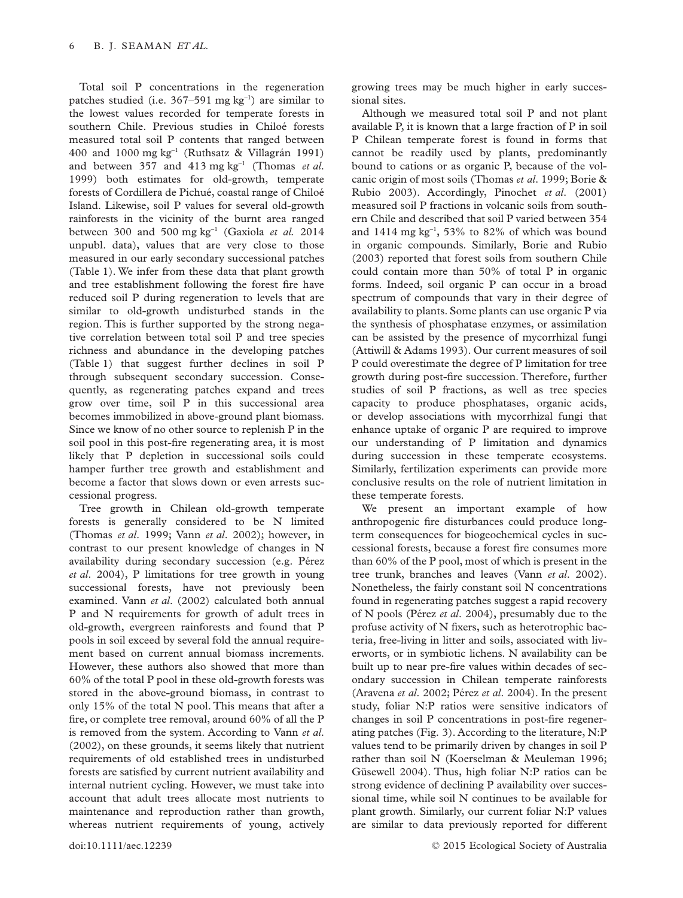Total soil P concentrations in the regeneration patches studied (i.e. 367–591 mg kg$^{-1}$) are similar to the lowest values recorded for temperate forests in southern Chile. Previous studies in Chiloé forests measured total soil P contents that ranged between 400 and 1000 mg kg$^{-1}$ (Ruthsatz & Villagrán 1991) and between 357 and 413 mg kg$^{-1}$ (Thomas *et al*. 1999) both estimates for old-growth, temperate forests of Cordillera de Pichué, coastal range of Chiloé Island. Likewise, soil P values for several old-growth rainforests in the vicinity of the burnt area ranged between 300 and 500 mg kg$^{-1}$ (Gaxiola *et al.* 2014 unpubl. data), values that are very close to those measured in our early secondary successional patches (Table 1). We infer from these data that plant growth and tree establishment following the forest fire have reduced soil P during regeneration to levels that are similar to old-growth undisturbed stands in the region. This is further supported by the strong negative correlation between total soil P and tree species richness and abundance in the developing patches (Table 1) that suggest further declines in soil P through subsequent secondary succession. Consequently, as regenerating patches expand and trees grow over time, soil P in this successional area becomes immobilized in above-ground plant biomass. Since we know of no other source to replenish P in the soil pool in this post-fire regenerating area, it is most likely that P depletion in successional soils could hamper further tree growth and establishment and become a factor that slows down or even arrests successional progress.

Tree growth in Chilean old-growth temperate forests is generally considered to be N limited (Thomas *et al*. 1999; Vann *et al*. 2002); however, in contrast to our present knowledge of changes in N availability during secondary succession (e.g. Pérez *et al*. 2004), P limitations for tree growth in young successional forests, have not previously been examined. Vann *et al*. (2002) calculated both annual P and N requirements for growth of adult trees in old-growth, evergreen rainforests and found that P pools in soil exceed by several fold the annual requirement based on current annual biomass increments. However, these authors also showed that more than 60% of the total P pool in these old-growth forests was stored in the above-ground biomass, in contrast to only 15% of the total N pool. This means that after a fire, or complete tree removal, around 60% of all the P is removed from the system. According to Vann *et al.* (2002), on these grounds, it seems likely that nutrient requirements of old established trees in undisturbed forests are satisfied by current nutrient availability and internal nutrient cycling. However, we must take into account that adult trees allocate most nutrients to maintenance and reproduction rather than growth, whereas nutrient requirements of young, actively growing trees may be much higher in early successional sites.

Although we measured total soil P and not plant available P, it is known that a large fraction of P in soil P Chilean temperate forest is found in forms that cannot be readily used by plants, predominantly bound to cations or as organic P, because of the volcanic origin of most soils (Thomas *et al*. 1999; Borie & Rubio 2003). Accordingly, Pinochet *et al*. (2001) measured soil P fractions in volcanic soils from southern Chile and described that soil P varied between 354 and 1414 mg kg$^{-1}$, 53% to 82% of which was bound in organic compounds. Similarly, Borie and Rubio (2003) reported that forest soils from southern Chile could contain more than 50% of total P in organic forms. Indeed, soil organic P can occur in a broad spectrum of compounds that vary in their degree of availability to plants. Some plants can use organic P via the synthesis of phosphatase enzymes, or assimilation can be assisted by the presence of mycorrhizal fungi (Attiwill & Adams 1993). Our current measures of soil P could overestimate the degree of P limitation for tree growth during post-fire succession. Therefore, further studies of soil P fractions, as well as tree species capacity to produce phosphatases, organic acids, or develop associations with mycorrhizal fungi that enhance uptake of organic P are required to improve our understanding of P limitation and dynamics during succession in these temperate ecosystems. Similarly, fertilization experiments can provide more conclusive results on the role of nutrient limitation in these temperate forests.

We present an important example of how anthropogenic fire disturbances could produce long-term consequences for biogeochemical cycles in successional forests, because a forest fire consumes more than 60% of the P pool, most of which is present in the tree trunk, branches and leaves (Vann *et al*. 2002). Nonetheless, the fairly constant soil N concentrations found in regenerating patches suggest a rapid recovery of N pools (Pérez *et al*. 2004), presumably due to the profuse activity of N fixers, such as heterotrophic bacteria, free-living in litter and soils, associated with liverworts, or in symbiotic lichens. N availability can be built up to near pre-fire values within decades of secondary succession in Chilean temperate rainforests (Aravena *et al*. 2002; Pérez *et al*. 2004). In the present study, foliar N:P ratios were sensitive indicators of changes in soil P concentrations in post-fire regenerating patches (Fig. 3). According to the literature, N:P values tend to be primarily driven by changes in soil P rather than soil N (Koerselman & Meuleman 1996; Güsewell 2004). Thus, high foliar N:P ratios can be strong evidence of declining P availability over successional time, while soil N continues to be available for plant growth. Similarly, our current foliar N:P values are similar to data previously reported for different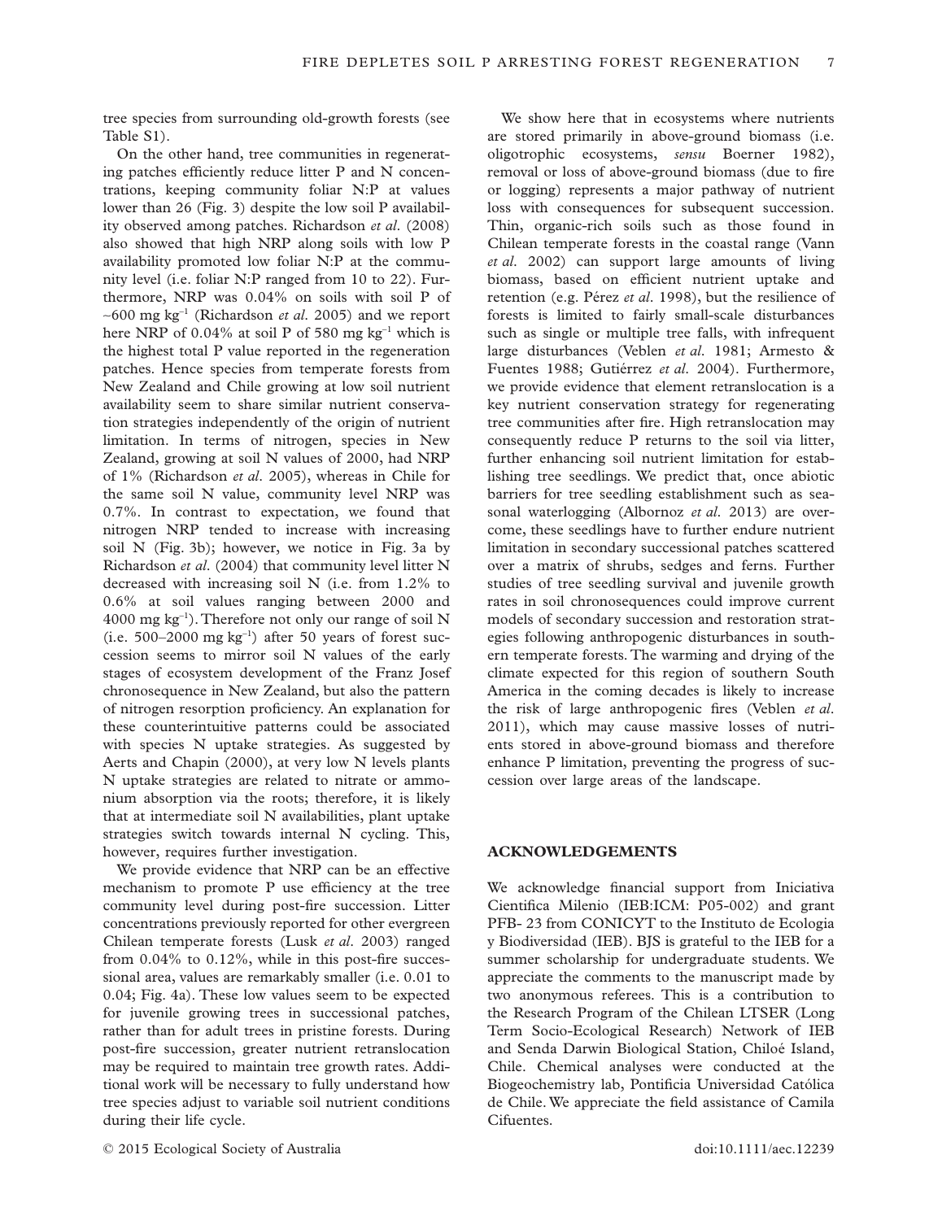tree species from surrounding old-growth forests (see Table S1).

On the other hand, tree communities in regenerating patches efficiently reduce litter P and N concentrations, keeping community foliar N:P at values lower than 26 (Fig. 3) despite the low soil P availability observed among patches. Richardson *et al.* (2008) also showed that high NRP along soils with low P availability promoted low foliar N:P at the community level (i.e. foliar N:P ranged from 10 to 22). Furthermore, NRP was 0.04% on soils with soil P of ~600 mg $kg^{-1}$ (Richardson *et al.* 2005) and we report here NRP of 0.04% at soil P of 580 mg $kg^{-1}$ which is the highest total P value reported in the regeneration patches. Hence species from temperate forests from New Zealand and Chile growing at low soil nutrient availability seem to share similar nutrient conservation strategies independently of the origin of nutrient limitation. In terms of nitrogen, species in New Zealand, growing at soil N values of 2000, had NRP of 1% (Richardson *et al.* 2005), whereas in Chile for the same soil N value, community level NRP was 0.7%. In contrast to expectation, we found that nitrogen NRP tended to increase with increasing soil N (Fig. 3b); however, we notice in Fig. 3a by Richardson *et al.* (2004) that community level litter N decreased with increasing soil N (i.e. from 1.2% to 0.6% at soil values ranging between 2000 and 4000 mg $kg^{-1}$). Therefore not only our range of soil N (i.e. 500–2000 mg $kg^{-1}$) after 50 years of forest succession seems to mirror soil N values of the early stages of ecosystem development of the Franz Josef chronosequence in New Zealand, but also the pattern of nitrogen resorption proficiency. An explanation for these counterintuitive patterns could be associated with species N uptake strategies. As suggested by Aerts and Chapin (2000), at very low N levels plants N uptake strategies are related to nitrate or ammonium absorption via the roots; therefore, it is likely that at intermediate soil N availabilities, plant uptake strategies switch towards internal N cycling. This, however, requires further investigation.

We provide evidence that NRP can be an effective mechanism to promote P use efficiency at the tree community level during post-fire succession. Litter concentrations previously reported for other evergreen Chilean temperate forests (Lusk *et al.* 2003) ranged from 0.04% to 0.12%, while in this post-fire successional area, values are remarkably smaller (i.e. 0.01 to 0.04; Fig. 4a). These low values seem to be expected for juvenile growing trees in successional patches, rather than for adult trees in pristine forests. During post-fire succession, greater nutrient retranslocation may be required to maintain tree growth rates. Additional work will be necessary to fully understand how tree species adjust to variable soil nutrient conditions during their life cycle.

We show here that in ecosystems where nutrients are stored primarily in above-ground biomass (i.e. oligotrophic ecosystems, *sensu* Boerner 1982), removal or loss of above-ground biomass (due to fire or logging) represents a major pathway of nutrient loss with consequences for subsequent succession. Thin, organic-rich soils such as those found in Chilean temperate forests in the coastal range (Vann *et al.* 2002) can support large amounts of living biomass, based on efficient nutrient uptake and retention (e.g. Pérez *et al.* 1998), but the resilience of forests is limited to fairly small-scale disturbances such as single or multiple tree falls, with infrequent large disturbances (Veblen *et al.* 1981; Armesto & Fuentes 1988; Gutiérrez *et al.* 2004). Furthermore, we provide evidence that element retranslocation is a key nutrient conservation strategy for regenerating tree communities after fire. High retranslocation may consequently reduce P returns to the soil via litter, further enhancing soil nutrient limitation for establishing tree seedlings. We predict that, once abiotic barriers for tree seedling establishment such as seasonal waterlogging (Albornoz *et al.* 2013) are overcome, these seedlings have to further endure nutrient limitation in secondary successional patches scattered over a matrix of shrubs, sedges and ferns. Further studies of tree seedling survival and juvenile growth rates in soil chronosequences could improve current models of secondary succession and restoration strategies following anthropogenic disturbances in southern temperate forests. The warming and drying of the climate expected for this region of southern South America in the coming decades is likely to increase the risk of large anthropogenic fires (Veblen *et al.* 2011), which may cause massive losses of nutrients stored in above-ground biomass and therefore enhance P limitation, preventing the progress of succession over large areas of the landscape.

## ACKNOWLEDGEMENTS

We acknowledge financial support from Iniciativa Cientifica Milenio (IEB:ICM: P05-002) and grant PFB- 23 from CONICYT to the Instituto de Ecologia y Biodiversidad (IEB). BJS is grateful to the IEB for a summer scholarship for undergraduate students. We appreciate the comments to the manuscript made by two anonymous referees. This is a contribution to the Research Program of the Chilean LTSER (Long Term Socio-Ecological Research) Network of IEB and Senda Darwin Biological Station, Chiloé Island, Chile. Chemical analyses were conducted at the Biogeochemistry lab, Pontificia Universidad Católica de Chile. We appreciate the field assistance of Camila Cifuentes.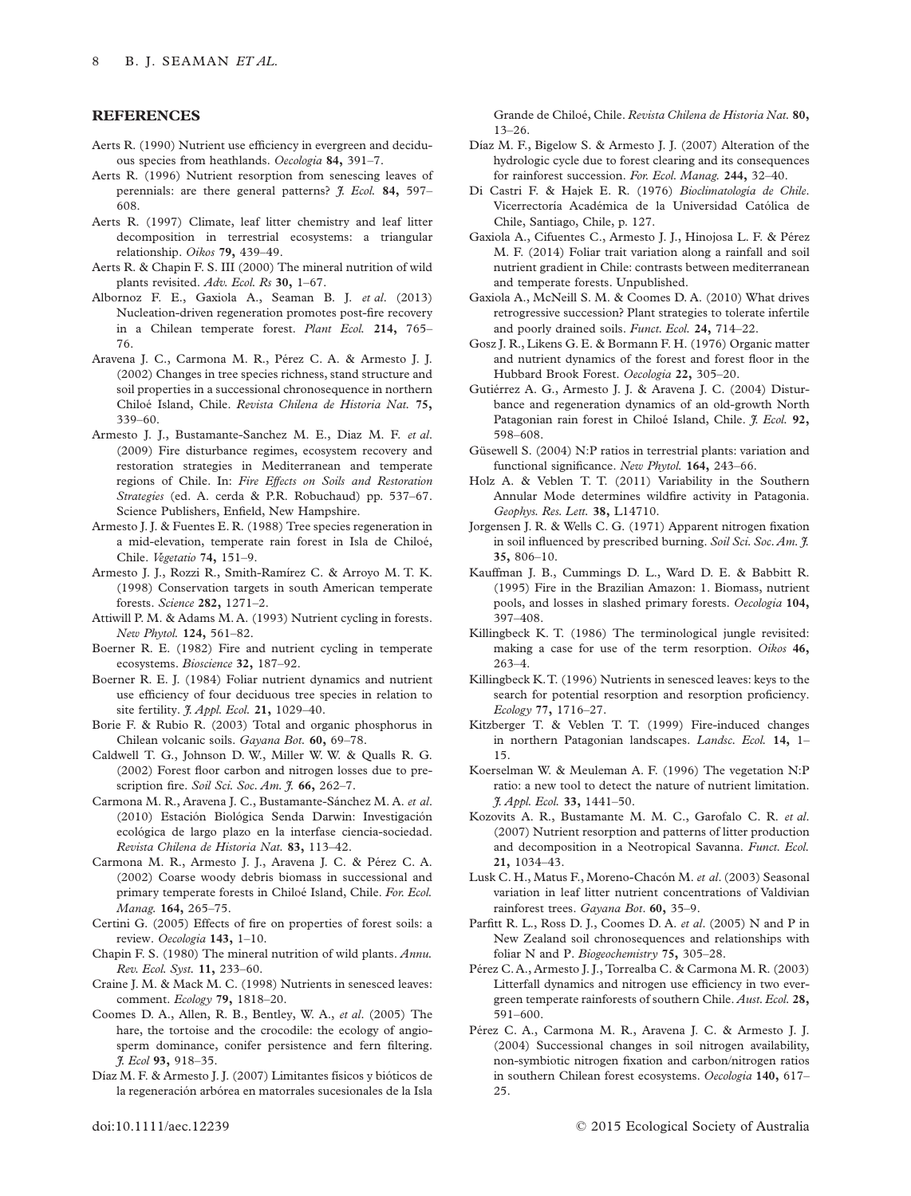## REFERENCES

Aerts R. (1990) Nutrient use efficiency in evergreen and deciduous species from heathlands. *Oecologia* **84,** 391–7.

Aerts R. (1996) Nutrient resorption from senescing leaves of perennials: are there general patterns? *J. Ecol.* **84,** 597–608.

Aerts R. (1997) Climate, leaf litter chemistry and leaf litter decomposition in terrestrial ecosystems: a triangular relationship. *Oikos* **79,** 439–49.

Aerts R. & Chapin F. S. III (2000) The mineral nutrition of wild plants revisited. *Adv. Ecol. Rs* **30,** 1–67.

Albornoz F. E., Gaxiola A., Seaman B. J. *et al.* (2013) Nucleation-driven regeneration promotes post-fire recovery in a Chilean temperate forest. *Plant Ecol.* **214,** 765–76.

Aravena J. C., Carmona M. R., Pérez C. A. & Armesto J. J. (2002) Changes in tree species richness, stand structure and soil properties in a successional chronosequence in northern Chiloé Island, Chile. *Revista Chilena de Historia Nat.* **75,** 339–60.

Armesto J. J., Bustamante-Sanchez M. E., Diaz M. F. *et al.* (2009) Fire disturbance regimes, ecosystem recovery and restoration strategies in Mediterranean and temperate regions of Chile. In: *Fire Effects on Soils and Restoration Strategies* (ed. A. cerda & P.R. Robuchaud) pp. 537–67. Science Publishers, Enfield, New Hampshire.

Armesto J. J. & Fuentes E. R. (1988) Tree species regeneration in a mid-elevation, temperate rain forest in Isla de Chiloé, Chile. *Vegetatio* **74,** 151–9.

Armesto J. J., Rozzi R., Smith-Ramírez C. & Arroyo M. T. K. (1998) Conservation targets in south American temperate forests. *Science* **282,** 1271–2.

Attiwill P. M. & Adams M. A. (1993) Nutrient cycling in forests. *New Phytol.* **124,** 561–82.

Boerner R. E. (1982) Fire and nutrient cycling in temperate ecosystems. *Bioscience* **32,** 187–92.

Boerner R. E. J. (1984) Foliar nutrient dynamics and nutrient use efficiency of four deciduous tree species in relation to site fertility. *J. Appl. Ecol.* **21,** 1029–40.

Borie F. & Rubio R. (2003) Total and organic phosphorus in Chilean volcanic soils. *Gayana Bot.* **60,** 69–78.

Caldwell T. G., Johnson D. W., Miller W. W. & Qualls R. G. (2002) Forest floor carbon and nitrogen losses due to prescription fire. *Soil Sci. Soc. Am. J.* **66,** 262–7.

Carmona M. R., Aravena J. C., Bustamante-Sánchez M. A. *et al.* (2010) Estación Biológica Senda Darwin: Investigación ecológica de largo plazo en la interfase ciencia-sociedad. *Revista Chilena de Historia Nat.* **83,** 113–42.

Carmona M. R., Armesto J. J., Aravena J. C. & Pérez C. A. (2002) Coarse woody debris biomass in successional and primary temperate forests in Chiloé Island, Chile. *For. Ecol. Manag.* **164,** 265–75.

Certini G. (2005) Effects of fire on properties of forest soils: a review. *Oecologia* **143,** 1–10.

Chapin F. S. (1980) The mineral nutrition of wild plants. *Annu. Rev. Ecol. Syst.* **11,** 233–60.

Craine J. M. & Mack M. C. (1998) Nutrients in senesced leaves: comment. *Ecology* **79,** 1818–20.

Coomes D. A., Allen, R. B., Bentley, W. A., *et al.* (2005) The hare, the tortoise and the crocodile: the ecology of angiosperm dominance, conifer persistence and fern filtering. *J. Ecol* **93,** 918–35.

Díaz M. F. & Armesto J. J. (2007) Limitantes físicos y bióticos de la regeneración arbórea en matorrales sucesionales de la Isla Grande de Chiloé, Chile. *Revista Chilena de Historia Nat.* **80,** 13–26.

Díaz M. F., Bigelow S. & Armesto J. J. (2007) Alteration of the hydrologic cycle due to forest clearing and its consequences for rainforest succession. *For. Ecol. Manag.* **244,** 32–40.

Di Castri F. & Hajek E. R. (1976) *Bioclimatología de Chile.* Vicerrectoría Académica de la Universidad Católica de Chile, Santiago, Chile, p. 127.

Gaxiola A., Cifuentes C., Armesto J. J., Hinojosa L. F. & Pérez M. F. (2014) Foliar trait variation along a rainfall and soil nutrient gradient in Chile: contrasts between mediterranean and temperate forests. Unpublished.

Gaxiola A., McNeill S. M. & Coomes D. A. (2010) What drives retrogressive succession? Plant strategies to tolerate infertile and poorly drained soils. *Funct. Ecol.* **24,** 714–22.

Gosz J. R., Likens G. E. & Bormann F. H. (1976) Organic matter and nutrient dynamics of the forest and forest floor in the Hubbard Brook Forest. *Oecologia* **22,** 305–20.

Gutiérrez A. G., Armesto J. J. & Aravena J. C. (2004) Disturbance and regeneration dynamics of an old-growth North Patagonian rain forest in Chiloé Island, Chile. *J. Ecol.* **92,** 598–608.

Güsewell S. (2004) N:P ratios in terrestrial plants: variation and functional significance. *New Phytol.* **164,** 243–66.

Holz A. & Veblen T. T. (2011) Variability in the Southern Annular Mode determines wildfire activity in Patagonia. *Geophys. Res. Lett.* **38,** L14710.

Jorgensen J. R. & Wells C. G. (1971) Apparent nitrogen fixation in soil influenced by prescribed burning. *Soil Sci. Soc. Am. J.* **35,** 806–10.

Kauffman J. B., Cummings D. L., Ward D. E. & Babbitt R. (1995) Fire in the Brazilian Amazon: 1. Biomass, nutrient pools, and losses in slashed primary forests. *Oecologia* **104,** 397–408.

Killingbeck K. T. (1986) The terminological jungle revisited: making a case for use of the term resorption. *Oikos* **46,** 263–4.

Killingbeck K. T. (1996) Nutrients in senesced leaves: keys to the search for potential resorption and resorption proficiency. *Ecology* **77,** 1716–27.

Kitzberger T. & Veblen T. T. (1999) Fire-induced changes in northern Patagonian landscapes. *Landsc. Ecol.* **14,** 1–15.

Koerselman W. & Meuleman A. F. (1996) The vegetation N:P ratio: a new tool to detect the nature of nutrient limitation. *J. Appl. Ecol.* **33,** 1441–50.

Kozovits A. R., Bustamante M. M. C., Garofalo C. R. *et al.* (2007) Nutrient resorption and patterns of litter production and decomposition in a Neotropical Savanna. *Funct. Ecol.* **21,** 1034–43.

Lusk C. H., Matus F., Moreno-Chacón M. *et al.* (2003) Seasonal variation in leaf litter nutrient concentrations of Valdivian rainforest trees. *Gayana Bot.* **60,** 35–9.

Parfitt R. L., Ross D. J., Coomes D. A. *et al.* (2005) N and P in New Zealand soil chronosequences and relationships with foliar N and P. *Biogeochemistry* **75,** 305–28.

Pérez C. A., Armesto J. J., Torrealba C. & Carmona M. R. (2003) Litterfall dynamics and nitrogen use efficiency in two evergreen temperate rainforests of southern Chile. *Aust. Ecol.* **28,** 591–600.

Pérez C. A., Carmona M. R., Aravena J. C. & Armesto J. J. (2004) Successional changes in soil nitrogen availability, non-symbiotic nitrogen fixation and carbon/nitrogen ratios in southern Chilean forest ecosystems. *Oecologia* **140,** 617–25.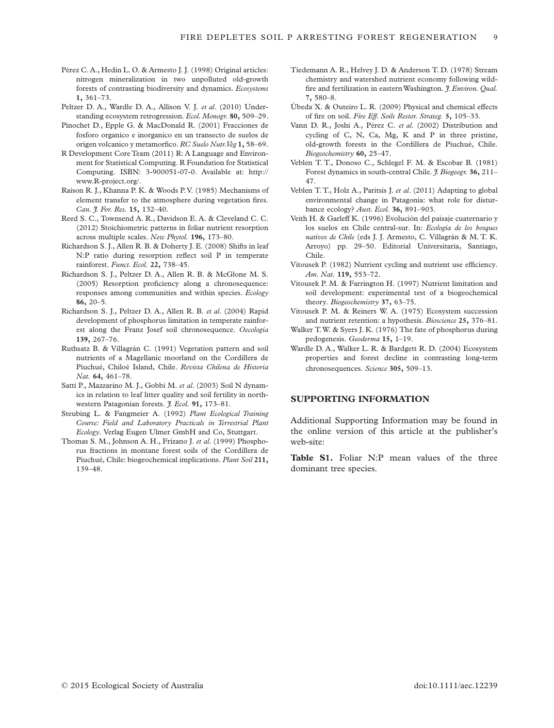Pérez C. A., Hedin L. O. & Armesto J. J. (1998) Original articles: nitrogen mineralization in two unpolluted old-growth forests of contrasting biodiversity and dynamics. *Ecosystems* **1,** 361–73.

Peltzer D. A., Wardle D. A., Allison V. J. *et al.* (2010) Understanding ecosystem retrogression. *Ecol. Monogr.* **80,** 509–29.

Pinochet D., Epple G. & MacDonald R. (2001) Fracciones de fosforo organico e inorganico en un transecto de suelos de origen volcanico y metamorfico. *RC Suelo Nutr.Veg* **1,** 58–69.

R Development Core Team (2011) R: A Language and Environment for Statistical Computing. R Foundation for Statistical Computing. ISBN: 3-900051-07-0. Available at: http://www.R-project.org/.

Raison R. J., Khanna P. K. & Woods P. V. (1985) Mechanisms of element transfer to the atmosphere during vegetation fires. *Can. J. For. Res.* **15,** 132–40.

Reed S. C., Townsend A. R., Davidson E. A. & Cleveland C. C. (2012) Stoichiometric patterns in foliar nutrient resorption across multiple scales. *New Phytol.* **196,** 173–80.

Richardson S. J., Allen R. B. & Doherty J. E. (2008) Shifts in leaf N:P ratio during resorption reflect soil P in temperate rainforest. *Funct. Ecol.* **22,** 738–45.

Richardson S. J., Peltzer D. A., Allen R. B. & McGlone M. S. (2005) Resorption proficiency along a chronosequence: responses among communities and within species. *Ecology* **86,** 20–5.

Richardson S. J., Peltzer D. A., Allen R. B. *et al.* (2004) Rapid development of phosphorus limitation in temperate rainforest along the Franz Josef soil chronosequence. *Oecologia* **139,** 267–76.

Ruthsatz B. & Villagrán C. (1991) Vegetation pattern and soil nutrients of a Magellanic moorland on the Cordillera de Piuchué, Chiloé Island, Chile. *Revista Chilena de Historia Nat.* **64,** 461–78.

Satti P., Mazzarino M. J., Gobbi M. *et al.* (2003) Soil N dynamics in relation to leaf litter quality and soil fertility in northwestern Patagonian forests. *J. Ecol.* **91,** 173–81.

Steubing L. & Fangmeier A. (1992) *Plant Ecological Training Course: Field and Laboratory Practicals in Terrestrial Plant Ecology*. Verlag Eugen Ulmer GmbH and Co, Stuttgart.

Thomas S. M., Johnson A. H., Frizano J. *et al.* (1999) Phosphorus fractions in montane forest soils of the Cordillera de Piuchué, Chile: biogeochemical implications. *Plant Soil* **211,** 139–48.

Tiedemann A. R., Helvey J. D. & Anderson T. D. (1978) Stream chemistry and watershed nutrient economy following wildfire and fertilization in eastern Washington. *J. Environ. Qual.* **7,** 580–8.

Úbeda X. & Outeiro L. R. (2009) Physical and chemical effects of fire on soil. *Fire Eff. Soils Restor. Strateg.* **5,** 105–33.

Vann D. R., Joshi A., Pérez C. *et al.* (2002) Distribution and cycling of C, N, Ca, Mg, K and P in three pristine, old-growth forests in the Cordillera de Piuchué, Chile. *Biogeochemistry* **60,** 25–47.

Veblen T. T., Donoso C., Schlegel F. M. & Escobar B. (1981) Forest dynamics in south-central Chile. *J. Biogeogr.* **36,** 211–47.

Veblen T. T., Holz A., Paritsis J. *et al.* (2011) Adapting to global environmental change in Patagonia: what role for disturbance ecology? *Aust. Ecol.* **36,** 891–903.

Veith H. & Garleff K. (1996) Evolución del paisaje cuaternario y los suelos en Chile central-sur. In: *Ecología de los bosques nativos de Chile* (eds J. J. Armesto, C. Villagrán & M. T. K. Arroyo) pp. 29–50. Editorial Universitaria, Santiago, Chile.

Vitousek P. (1982) Nutrient cycling and nutrient use efficiency. *Am. Nat.* **119,** 553–72.

Vitousek P. M. & Farrington H. (1997) Nutrient limitation and soil development: experimental test of a biogeochemical theory. *Biogeochemistry* **37,** 63–75.

Vitousek P. M. & Reiners W. A. (1975) Ecosystem succession and nutrient retention: a hypothesis. *Bioscience* **25,** 376–81.

Walker T. W. & Syers J. K. (1976) The fate of phosphorus during pedogenesis. *Geoderma* **15,** 1–19.

Wardle D. A., Walker L. R. & Bardgett R. D. (2004) Ecosystem properties and forest decline in contrasting long-term chronosequences. *Science* **305,** 509–13.

## SUPPORTING INFORMATION

Additional Supporting Information may be found in the online version of this article at the publisher's web-site:

**Table S1.** Foliar N:P mean values of the three dominant tree species.